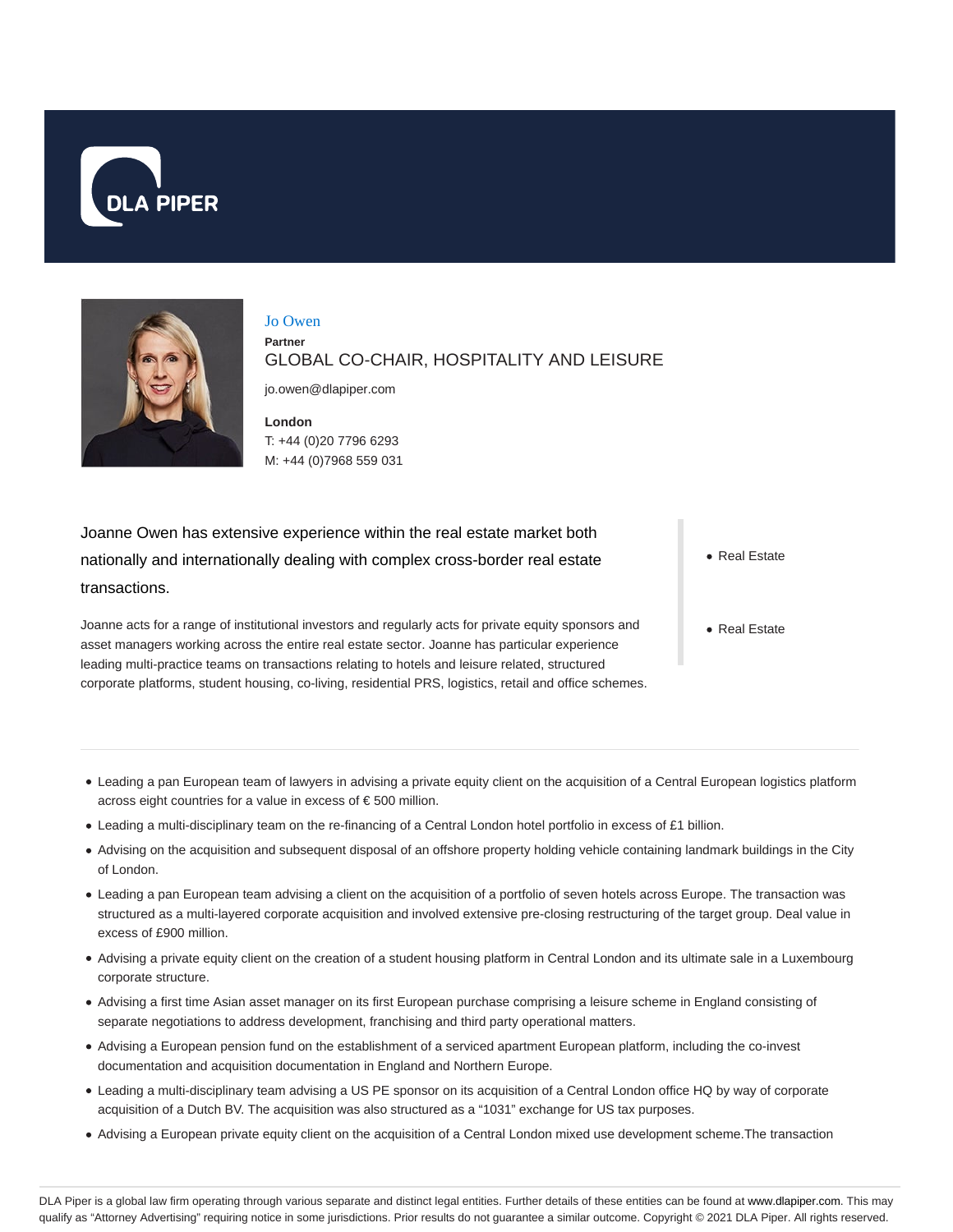# Jo Owen

**Partner**

GLOBAL CO-CHAIR, HOSPITALITY AND LEISURE

jo.owen@dlapiper.com

**London**

T: +44 (0)20 7796 6293

M: +44 (0)7968 559 031

Joanne Owen has extensive experience within the real estate market both nationally and internationally dealing with complex cross-border real estate transactions.

Joanne acts for a range of institutional investors and regularly acts for private equity sponsors and asset managers working across the entire real estate sector. Joanne has particular experience leading multi-practice teams on transactions relating to hotels and leisure related, structured corporate platforms, student housing, co-living, residential PRS, logistics, retail and office schemes.

- Real Estate
- Real Estate

---

- Leading a pan European team of lawyers in advising a private equity client on the acquisition of a Central European logistics platform across eight countries for a value in excess of € 500 million.
- Leading a multi-disciplinary team on the re-financing of a Central London hotel portfolio in excess of £1 billion.
- Advising on the acquisition and subsequent disposal of an offshore property holding vehicle containing landmark buildings in the City of London.
- Leading a pan European team advising a client on the acquisition of a portfolio of seven hotels across Europe. The transaction was structured as a multi-layered corporate acquisition and involved extensive pre-closing restructuring of the target group. Deal value in excess of £900 million.
- Advising a private equity client on the creation of a student housing platform in Central London and its ultimate sale in a Luxembourg corporate structure.
- Advising a first time Asian asset manager on its first European purchase comprising a leisure scheme in England consisting of separate negotiations to address development, franchising and third party operational matters.
- Advising a European pension fund on the establishment of a serviced apartment European platform, including the co-invest documentation and acquisition documentation in England and Northern Europe.
- Leading a multi-disciplinary team advising a US PE sponsor on its acquisition of a Central London office HQ by way of corporate acquisition of a Dutch BV. The acquisition was also structured as a "1031" exchange for US tax purposes.
- Advising a European private equity client on the acquisition of a Central London mixed use development scheme.The transaction

DLA Piper is a global law firm operating through various separate and distinct legal entities. Further details of these entities can be found at www.dlapiper.com. This may qualify as "Attorney Advertising" requiring notice in some jurisdictions. Prior results do not guarantee a similar outcome. Copyright © 2021 DLA Piper. All rights reserved.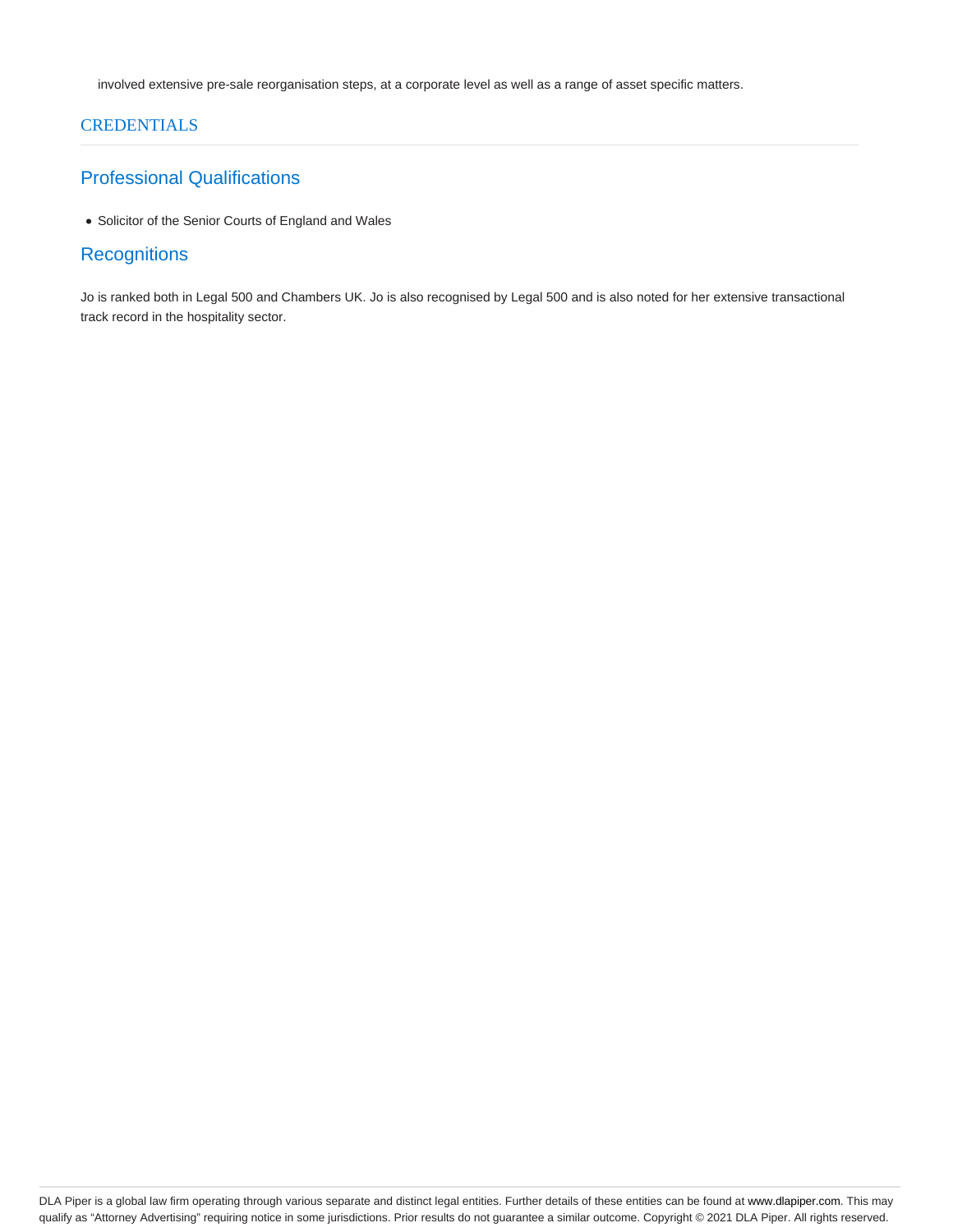involved extensive pre-sale reorganisation steps, at a corporate level as well as a range of asset specific matters.

## CREDENTIALS

### Professional Qualifications

- Solicitor of the Senior Courts of England and Wales

### Recognitions

Jo is ranked both in Legal 500 and Chambers UK. Jo is also recognised by Legal 500 and is also noted for her extensive transactional track record in the hospitality sector.

DLA Piper is a global law firm operating through various separate and distinct legal entities. Further details of these entities can be found at www.dlapiper.com. This may qualify as "Attorney Advertising" requiring notice in some jurisdictions. Prior results do not guarantee a similar outcome. Copyright © 2021 DLA Piper. All rights reserved.